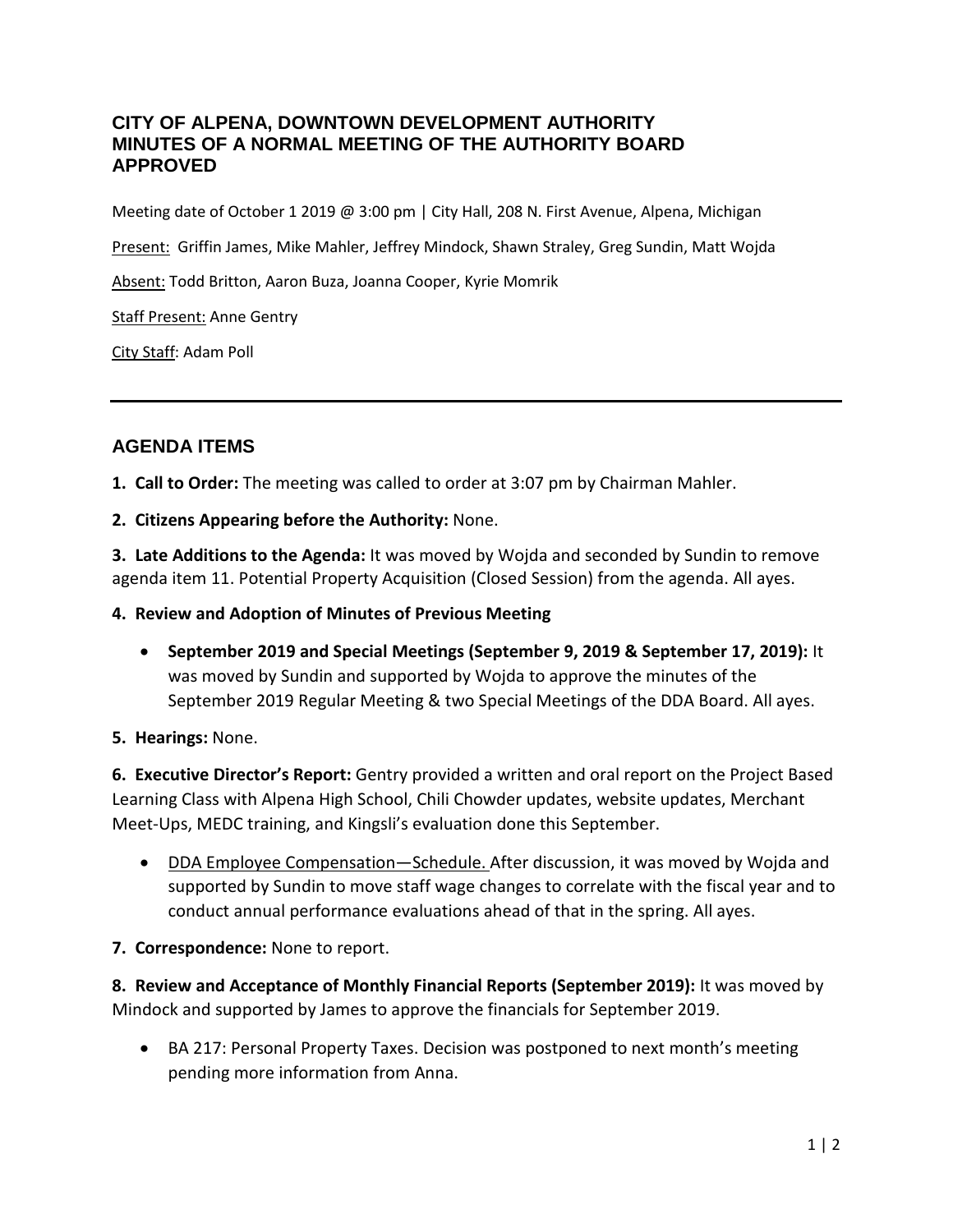# CITY OF ALPENA, DOWNTOWN DEVELOPMENT AUTHORITY
# MINUTES OF A NORMAL MEETING OF THE AUTHORITY BOARD
# APPROVED

Meeting date of October 1 2019 @ 3:00 pm | City Hall, 208 N. First Avenue, Alpena, Michigan

Present: Griffin James, Mike Mahler, Jeffrey Mindock, Shawn Straley, Greg Sundin, Matt Wojda

Absent: Todd Britton, Aaron Buza, Joanna Cooper, Kyrie Momrik

Staff Present: Anne Gentry

City Staff: Adam Poll

---

## AGENDA ITEMS

**1. Call to Order:** The meeting was called to order at 3:07 pm by Chairman Mahler.

**2. Citizens Appearing before the Authority:** None.

**3. Late Additions to the Agenda:** It was moved by Wojda and seconded by Sundin to remove agenda item 11. Potential Property Acquisition (Closed Session) from the agenda. All ayes.

**4. Review and Adoption of Minutes of Previous Meeting**

- **September 2019 and Special Meetings (September 9, 2019 & September 17, 2019):** It was moved by Sundin and supported by Wojda to approve the minutes of the September 2019 Regular Meeting & two Special Meetings of the DDA Board. All ayes.

**5. Hearings:** None.

**6. Executive Director's Report:** Gentry provided a written and oral report on the Project Based Learning Class with Alpena High School, Chili Chowder updates, website updates, Merchant Meet-Ups, MEDC training, and Kingsli's evaluation done this September.

- DDA Employee Compensation—Schedule. After discussion, it was moved by Wojda and supported by Sundin to move staff wage changes to correlate with the fiscal year and to conduct annual performance evaluations ahead of that in the spring. All ayes.

**7. Correspondence:** None to report.

**8. Review and Acceptance of Monthly Financial Reports (September 2019):** It was moved by Mindock and supported by James to approve the financials for September 2019.

- BA 217: Personal Property Taxes. Decision was postponed to next month's meeting pending more information from Anna.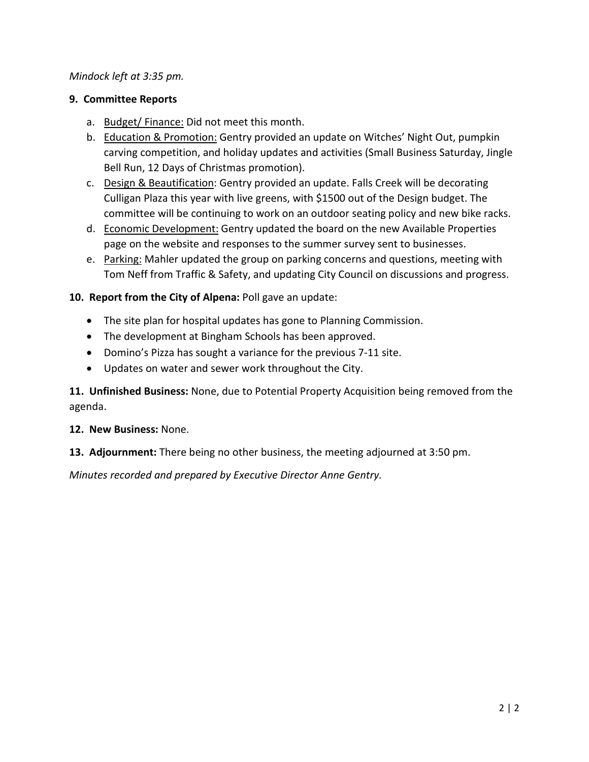*Mindock left at 3:35 pm.*

**9. Committee Reports**

a. Budget/ Finance: Did not meet this month.
b. Education & Promotion: Gentry provided an update on Witches' Night Out, pumpkin carving competition, and holiday updates and activities (Small Business Saturday, Jingle Bell Run, 12 Days of Christmas promotion).
c. Design & Beautification: Gentry provided an update. Falls Creek will be decorating Culligan Plaza this year with live greens, with $1500 out of the Design budget. The committee will be continuing to work on an outdoor seating policy and new bike racks.
d. Economic Development: Gentry updated the board on the new Available Properties page on the website and responses to the summer survey sent to businesses.
e. Parking: Mahler updated the group on parking concerns and questions, meeting with Tom Neff from Traffic & Safety, and updating City Council on discussions and progress.

**10. Report from the City of Alpena:** Poll gave an update:

- The site plan for hospital updates has gone to Planning Commission.
- The development at Bingham Schools has been approved.
- Domino's Pizza has sought a variance for the previous 7-11 site.
- Updates on water and sewer work throughout the City.

**11. Unfinished Business:** None, due to Potential Property Acquisition being removed from the agenda.

**12. New Business:** None.

**13. Adjournment:** There being no other business, the meeting adjourned at 3:50 pm.

*Minutes recorded and prepared by Executive Director Anne Gentry.*